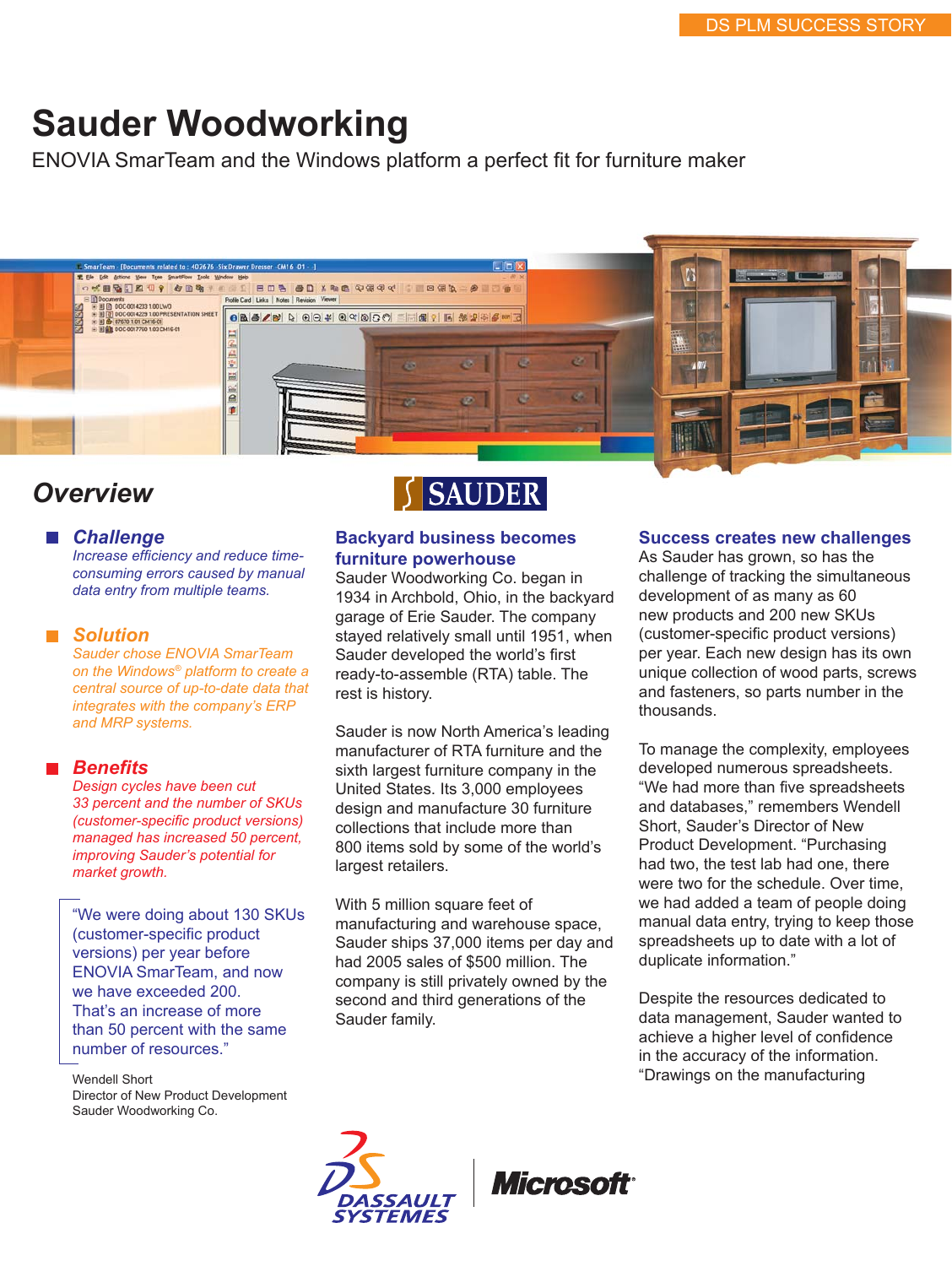DS PLM SUCCESS STORY

# Sauder Woodworking

ENOVIA SmarTeam and the Windows platform a perfect fit for furniture maker

## Overview

### Challenge

*Increase efficiency and reduce time-consuming errors caused by manual data entry from multiple teams.*

### Solution

*Sauder chose ENOVIA SmarTeam on the Windows® platform to create a central source of up-to-date data that integrates with the company's ERP and MRP systems.*

### Benefits

*Design cycles have been cut 33 percent and the number of SKUs (customer-specific product versions) managed has increased 50 percent, improving Sauder's potential for market growth.*

> "We were doing about 130 SKUs (customer-specific product versions) per year before ENOVIA SmarTeam, and now we have exceeded 200. That's an increase of more than 50 percent with the same number of resources."

Wendell Short
Director of New Product Development
Sauder Woodworking Co.

SAUDER

### Backyard business becomes furniture powerhouse

Sauder Woodworking Co. began in 1934 in Archbold, Ohio, in the backyard garage of Erie Sauder. The company stayed relatively small until 1951, when Sauder developed the world's first ready-to-assemble (RTA) table. The rest is history.

Sauder is now North America's leading manufacturer of RTA furniture and the sixth largest furniture company in the United States. Its 3,000 employees design and manufacture 30 furniture collections that include more than 800 items sold by some of the world's largest retailers.

With 5 million square feet of manufacturing and warehouse space, Sauder ships 37,000 items per day and had 2005 sales of $500 million. The company is still privately owned by the second and third generations of the Sauder family.

### Success creates new challenges

As Sauder has grown, so has the challenge of tracking the simultaneous development of as many as 60 new products and 200 new SKUs (customer-specific product versions) per year. Each new design has its own unique collection of wood parts, screws and fasteners, so parts number in the thousands.

To manage the complexity, employees developed numerous spreadsheets. "We had more than five spreadsheets and databases," remembers Wendell Short, Sauder's Director of New Product Development. "Purchasing had two, the test lab had one, there were two for the schedule. Over time, we had added a team of people doing manual data entry, trying to keep those spreadsheets up to date with a lot of duplicate information."

Despite the resources dedicated to data management, Sauder wanted to achieve a higher level of confidence in the accuracy of the information. "Drawings on the manufacturing

DASSAULT SYSTEMES | Microsoft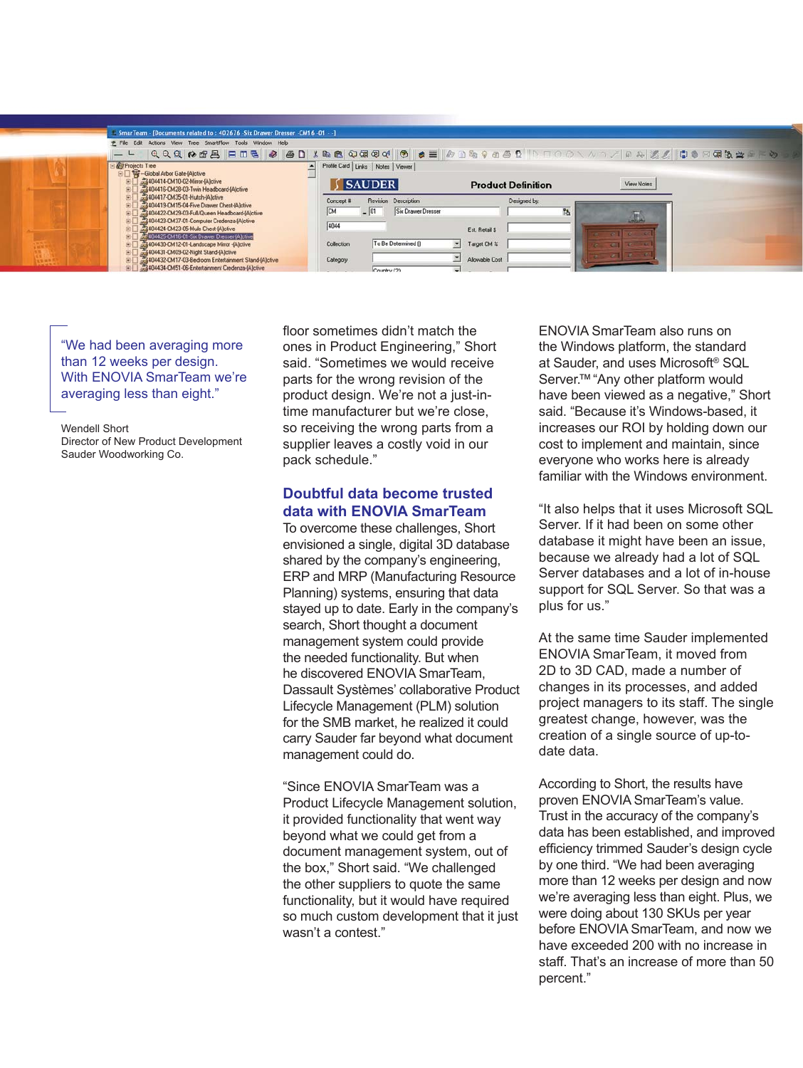> "We had been averaging more than 12 weeks per design. With ENOVIA SmarTeam we're averaging less than eight."

Wendell Short
Director of New Product Development
Sauder Woodworking Co.

floor sometimes didn't match the ones in Product Engineering," Short said. "Sometimes we would receive parts for the wrong revision of the product design. We're not a just-in-time manufacturer but we're close, so receiving the wrong parts from a supplier leaves a costly void in our pack schedule."

## Doubtful data become trusted data with ENOVIA SmarTeam

To overcome these challenges, Short envisioned a single, digital 3D database shared by the company's engineering, ERP and MRP (Manufacturing Resource Planning) systems, ensuring that data stayed up to date. Early in the company's search, Short thought a document management system could provide the needed functionality. But when he discovered ENOVIA SmarTeam, Dassault Systèmes' collaborative Product Lifecycle Management (PLM) solution for the SMB market, he realized it could carry Sauder far beyond what document management could do.

"Since ENOVIA SmarTeam was a Product Lifecycle Management solution, it provided functionality that went way beyond what we could get from a document management system, out of the box," Short said. "We challenged the other suppliers to quote the same functionality, but it would have required so much custom development that it just wasn't a contest."

ENOVIA SmarTeam also runs on the Windows platform, the standard at Sauder, and uses Microsoft® SQL Server.™ "Any other platform would have been viewed as a negative," Short said. "Because it's Windows-based, it increases our ROI by holding down our cost to implement and maintain, since everyone who works here is already familiar with the Windows environment.

"It also helps that it uses Microsoft SQL Server. If it had been on some other database it might have been an issue, because we already had a lot of SQL Server databases and a lot of in-house support for SQL Server. So that was a plus for us."

At the same time Sauder implemented ENOVIA SmarTeam, it moved from 2D to 3D CAD, made a number of changes in its processes, and added project managers to its staff. The single greatest change, however, was the creation of a single source of up-to-date data.

According to Short, the results have proven ENOVIA SmarTeam's value. Trust in the accuracy of the company's data has been established, and improved efficiency trimmed Sauder's design cycle by one third. "We had been averaging more than 12 weeks per design and now we're averaging less than eight. Plus, we were doing about 130 SKUs per year before ENOVIA SmarTeam, and now we have exceeded 200 with no increase in staff. That's an increase of more than 50 percent."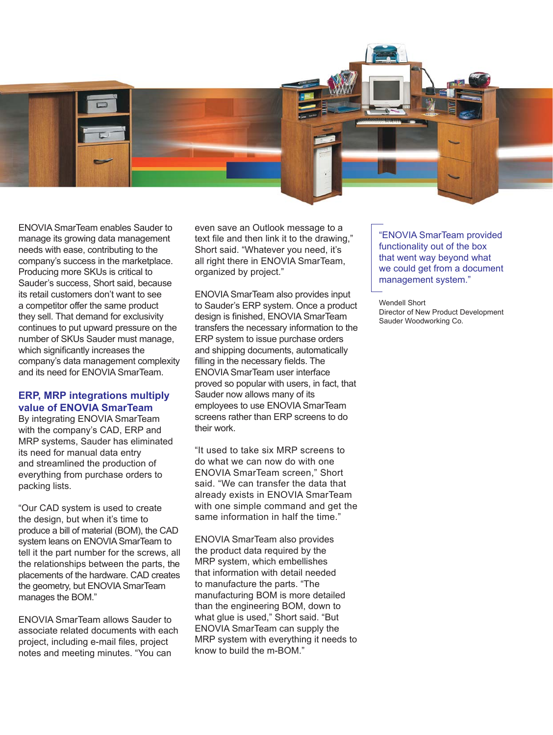ENOVIA SmarTeam enables Sauder to manage its growing data management needs with ease, contributing to the company's success in the marketplace. Producing more SKUs is critical to Sauder's success, Short said, because its retail customers don't want to see a competitor offer the same product they sell. That demand for exclusivity continues to put upward pressure on the number of SKUs Sauder must manage, which significantly increases the company's data management complexity and its need for ENOVIA SmarTeam.

## ERP, MRP integrations multiply value of ENOVIA SmarTeam

By integrating ENOVIA SmarTeam with the company's CAD, ERP and MRP systems, Sauder has eliminated its need for manual data entry and streamlined the production of everything from purchase orders to packing lists.

"Our CAD system is used to create the design, but when it's time to produce a bill of material (BOM), the CAD system leans on ENOVIA SmarTeam to tell it the part number for the screws, all the relationships between the parts, the placements of the hardware. CAD creates the geometry, but ENOVIA SmarTeam manages the BOM."

ENOVIA SmarTeam allows Sauder to associate related documents with each project, including e-mail files, project notes and meeting minutes. "You can even save an Outlook message to a text file and then link it to the drawing," Short said. "Whatever you need, it's all right there in ENOVIA SmarTeam, organized by project."

ENOVIA SmarTeam also provides input to Sauder's ERP system. Once a product design is finished, ENOVIA SmarTeam transfers the necessary information to the ERP system to issue purchase orders and shipping documents, automatically filling in the necessary fields. The ENOVIA SmarTeam user interface proved so popular with users, in fact, that Sauder now allows many of its employees to use ENOVIA SmarTeam screens rather than ERP screens to do their work.

"It used to take six MRP screens to do what we can now do with one ENOVIA SmarTeam screen," Short said. "We can transfer the data that already exists in ENOVIA SmarTeam with one simple command and get the same information in half the time."

ENOVIA SmarTeam also provides the product data required by the MRP system, which embellishes that information with detail needed to manufacture the parts. "The manufacturing BOM is more detailed than the engineering BOM, down to what glue is used," Short said. "But ENOVIA SmarTeam can supply the MRP system with everything it needs to know to build the m-BOM."

> "ENOVIA SmarTeam provided functionality out of the box that went way beyond what we could get from a document management system."

Wendell Short
Director of New Product Development
Sauder Woodworking Co.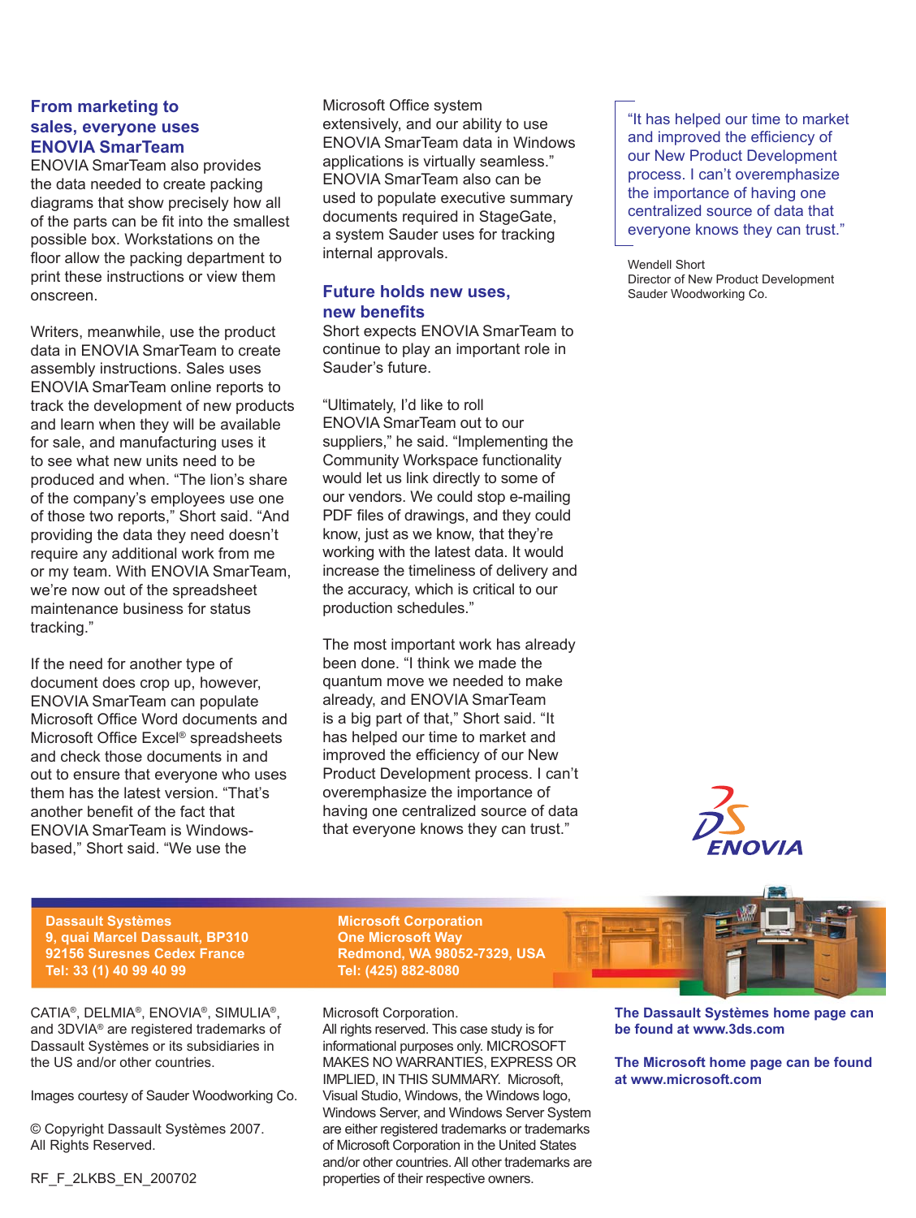## From marketing to sales, everyone uses ENOVIA SmarTeam

ENOVIA SmarTeam also provides the data needed to create packing diagrams that show precisely how all of the parts can be fit into the smallest possible box. Workstations on the floor allow the packing department to print these instructions or view them onscreen.

Writers, meanwhile, use the product data in ENOVIA SmarTeam to create assembly instructions. Sales uses ENOVIA SmarTeam online reports to track the development of new products and learn when they will be available for sale, and manufacturing uses it to see what new units need to be produced and when. "The lion's share of the company's employees use one of those two reports," Short said. "And providing the data they need doesn't require any additional work from me or my team. With ENOVIA SmarTeam, we're now out of the spreadsheet maintenance business for status tracking."

If the need for another type of document does crop up, however, ENOVIA SmarTeam can populate Microsoft Office Word documents and Microsoft Office Excel® spreadsheets and check those documents in and out to ensure that everyone who uses them has the latest version. "That's another benefit of the fact that ENOVIA SmarTeam is Windows-based," Short said. "We use the Microsoft Office system extensively, and our ability to use ENOVIA SmarTeam data in Windows applications is virtually seamless." ENOVIA SmarTeam also can be used to populate executive summary documents required in StageGate, a system Sauder uses for tracking internal approvals.

## Future holds new uses, new benefits

Short expects ENOVIA SmarTeam to continue to play an important role in Sauder's future.

"Ultimately, I'd like to roll ENOVIA SmarTeam out to our suppliers," he said. "Implementing the Community Workspace functionality would let us link directly to some of our vendors. We could stop e-mailing PDF files of drawings, and they could know, just as we know, that they're working with the latest data. It would increase the timeliness of delivery and the accuracy, which is critical to our production schedules."

The most important work has already been done. "I think we made the quantum move we needed to make already, and ENOVIA SmarTeam is a big part of that," Short said. "It has helped our time to market and improved the efficiency of our New Product Development process. I can't overemphasize the importance of having one centralized source of data that everyone knows they can trust."

> "It has helped our time to market and improved the efficiency of our New Product Development process. I can't overemphasize the importance of having one centralized source of data that everyone knows they can trust."

Wendell Short
Director of New Product Development
Sauder Woodworking Co.

**Dassault Systèmes**
**9, quai Marcel Dassault, BP310**
**92156 Suresnes Cedex France**
**Tel: 33 (1) 40 99 40 99**

**Microsoft Corporation**
**One Microsoft Way**
**Redmond, WA 98052-7329, USA**
**Tel: (425) 882-8080**

CATIA®, DELMIA®, ENOVIA®, SIMULIA®, and 3DVIA® are registered trademarks of Dassault Systèmes or its subsidiaries in the US and/or other countries.

Images courtesy of Sauder Woodworking Co.

© Copyright Dassault Systèmes 2007. All Rights Reserved.

RF_F_2LKBS_EN_200702

Microsoft Corporation.
All rights reserved. This case study is for informational purposes only. MICROSOFT MAKES NO WARRANTIES, EXPRESS OR IMPLIED, IN THIS SUMMARY. Microsoft, Visual Studio, Windows, the Windows logo, Windows Server, and Windows Server System are either registered trademarks or trademarks of Microsoft Corporation in the United States and/or other countries. All other trademarks are properties of their respective owners.

**The Dassault Systèmes home page can be found at www.3ds.com**

**The Microsoft home page can be found at www.microsoft.com**